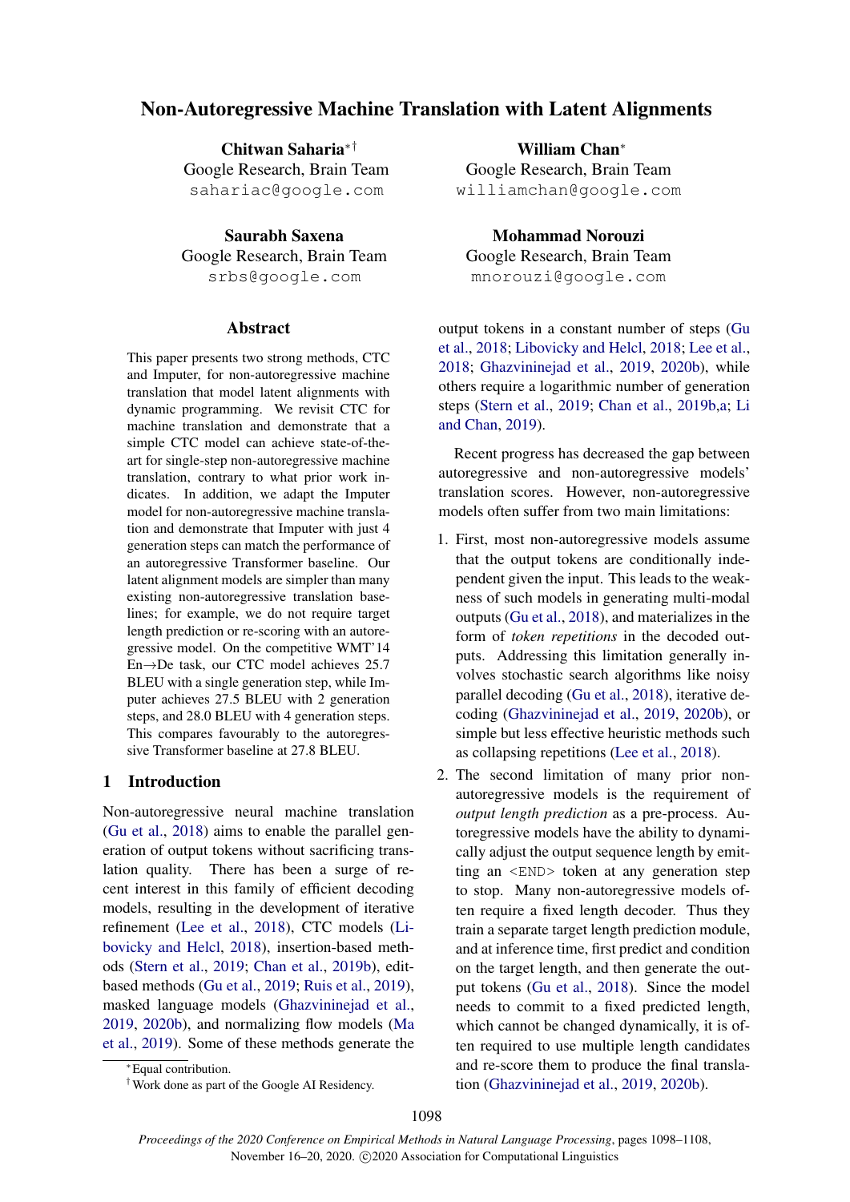# Non-Autoregressive Machine Translation with Latent Alignments

**Chitwan Saharia**[∗†]
Google Research, Brain Team
sahariac@google.com

**William Chan**[∗]
Google Research, Brain Team
williamchan@google.com

**Saurabh Saxena**
Google Research, Brain Team
srbs@google.com

**Mohammad Norouzi**
Google Research, Brain Team
mnorouzi@google.com

## Abstract

This paper presents two strong methods, CTC and Imputer, for non-autoregressive machine translation that model latent alignments with dynamic programming. We revisit CTC for machine translation and demonstrate that a simple CTC model can achieve state-of-the-art for single-step non-autoregressive machine translation, contrary to what prior work indicates. In addition, we adapt the Imputer model for non-autoregressive machine translation and demonstrate that Imputer with just 4 generation steps can match the performance of an autoregressive Transformer baseline. Our latent alignment models are simpler than many existing non-autoregressive translation baselines; for example, we do not require target length prediction or re-scoring with an autoregressive model. On the competitive WMT'14 En→De task, our CTC model achieves 25.7 BLEU with a single generation step, while Imputer achieves 27.5 BLEU with 2 generation steps, and 28.0 BLEU with 4 generation steps. This compares favourably to the autoregressive Transformer baseline at 27.8 BLEU.

## 1 Introduction

Non-autoregressive neural machine translation (Gu et al., 2018) aims to enable the parallel generation of output tokens without sacrificing translation quality. There has been a surge of recent interest in this family of efficient decoding models, resulting in the development of iterative refinement (Lee et al., 2018), CTC models (Libovicky and Helcl, 2018), insertion-based methods (Stern et al., 2019; Chan et al., 2019b), edit-based methods (Gu et al., 2019; Ruis et al., 2019), masked language models (Ghazvininejad et al., 2019, 2020b), and normalizing flow models (Ma et al., 2019). Some of these methods generate the output tokens in a constant number of steps (Gu et al., 2018; Libovicky and Helcl, 2018; Lee et al., 2018; Ghazvininejad et al., 2019, 2020b), while others require a logarithmic number of generation steps (Stern et al., 2019; Chan et al., 2019b,a; Li and Chan, 2019).

Recent progress has decreased the gap between autoregressive and non-autoregressive models' translation scores. However, non-autoregressive models often suffer from two main limitations:

1. First, most non-autoregressive models assume that the output tokens are conditionally independent given the input. This leads to the weakness of such models in generating multi-modal outputs (Gu et al., 2018), and materializes in the form of *token repetitions* in the decoded outputs. Addressing this limitation generally involves stochastic search algorithms like noisy parallel decoding (Gu et al., 2018), iterative decoding (Ghazvininejad et al., 2019, 2020b), or simple but less effective heuristic methods such as collapsing repetitions (Lee et al., 2018).
2. The second limitation of many prior non-autoregressive models is the requirement of *output length prediction* as a pre-process. Autoregressive models have the ability to dynamically adjust the output sequence length by emitting an <END> token at any generation step to stop. Many non-autoregressive models often require a fixed length decoder. Thus they train a separate target length prediction module, and at inference time, first predict and condition on the target length, and then generate the output tokens (Gu et al., 2018). Since the model needs to commit to a fixed predicted length, which cannot be changed dynamically, it is often required to use multiple length candidates and re-score them to produce the final translation (Ghazvininejad et al., 2019, 2020b).

[∗]Equal contribution.
[†]Work done as part of the Google AI Residency.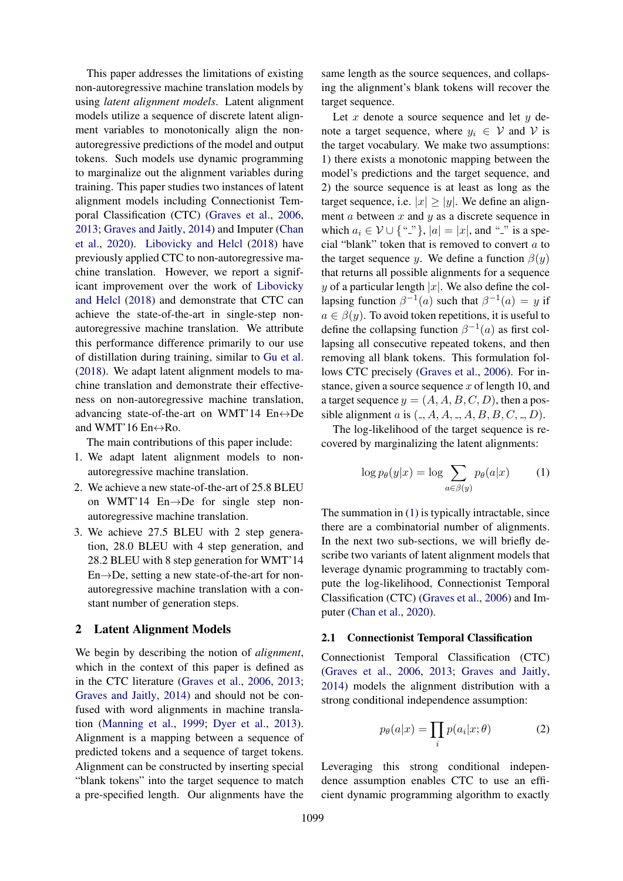This paper addresses the limitations of existing non-autoregressive machine translation models by using *latent alignment models*. Latent alignment models utilize a sequence of discrete latent alignment variables to monotonically align the non-autoregressive predictions of the model and output tokens. Such models use dynamic programming to marginalize out the alignment variables during training. This paper studies two instances of latent alignment models including Connectionist Temporal Classification (CTC) (Graves et al., 2006, 2013; Graves and Jaitly, 2014) and Imputer (Chan et al., 2020). Libovicky and Helcl (2018) have previously applied CTC to non-autoregressive machine translation. However, we report a significant improvement over the work of Libovicky and Helcl (2018) and demonstrate that CTC can achieve the state-of-the-art in single-step non-autoregressive machine translation. We attribute this performance difference primarily to our use of distillation during training, similar to Gu et al. (2018). We adapt latent alignment models to machine translation and demonstrate their effectiveness on non-autoregressive machine translation, advancing state-of-the-art on WMT'14 En$\leftrightarrow$De and WMT'16 En$\leftrightarrow$Ro.

The main contributions of this paper include:

1. We adapt latent alignment models to non-autoregressive machine translation.
2. We achieve a new state-of-the-art of 25.8 BLEU on WMT'14 En$\rightarrow$De for single step non-autoregressive machine translation.
3. We achieve 27.5 BLEU with 2 step generation, 28.0 BLEU with 4 step generation, and 28.2 BLEU with 8 step generation for WMT'14 En$\rightarrow$De, setting a new state-of-the-art for non-autoregressive machine translation with a constant number of generation steps.

## 2 Latent Alignment Models

We begin by describing the notion of *alignment*, which in the context of this paper is defined as in the CTC literature (Graves et al., 2006, 2013; Graves and Jaitly, 2014) and should not be confused with word alignments in machine translation (Manning et al., 1999; Dyer et al., 2013). Alignment is a mapping between a sequence of predicted tokens and a sequence of target tokens. Alignment can be constructed by inserting special "blank tokens" into the target sequence to match a pre-specified length. Our alignments have the same length as the source sequences, and collapsing the alignment's blank tokens will recover the target sequence.

Let $x$ denote a source sequence and let $y$ denote a target sequence, where $y_i \in \mathcal{V}$ and $\mathcal{V}$ is the target vocabulary. We make two assumptions: 1) there exists a monotonic mapping between the model's predictions and the target sequence, and 2) the source sequence is at least as long as the target sequence, i.e. $|x| \geq |y|$. We define an alignment $a$ between $x$ and $y$ as a discrete sequence in which $a_i \in \mathcal{V} \cup \{\text{“\_”}\}$, $|a| = |x|$, and "_" is a special "blank" token that is removed to convert $a$ to the target sequence $y$. We define a function $\beta(y)$ that returns all possible alignments for a sequence $y$ of a particular length $|x|$. We also define the collapsing function $\beta^{-1}(a)$ such that $\beta^{-1}(a) = y$ if $a \in \beta(y)$. To avoid token repetitions, it is useful to define the collapsing function $\beta^{-1}(a)$ as first collapsing all consecutive repeated tokens, and then removing all blank tokens. This formulation follows CTC precisely (Graves et al., 2006). For instance, given a source sequence $x$ of length 10, and a target sequence $y = (A, A, B, C, D)$, then a possible alignment $a$ is $(\_, A, A, \_, A, B, B, C, \_, D)$.

The log-likelihood of the target sequence is recovered by marginalizing the latent alignments:

$$\log p_\theta(y|x) = \log \sum_{a \in \beta(y)} p_\theta(a|x) \qquad (1)$$

The summation in (1) is typically intractable, since there are a combinatorial number of alignments. In the next two sub-sections, we will briefly describe two variants of latent alignment models that leverage dynamic programming to tractably compute the log-likelihood, Connectionist Temporal Classification (CTC) (Graves et al., 2006) and Imputer (Chan et al., 2020).

### 2.1 Connectionist Temporal Classification

Connectionist Temporal Classification (CTC) (Graves et al., 2006, 2013; Graves and Jaitly, 2014) models the alignment distribution with a strong conditional independence assumption:

$$p_\theta(a|x) = \prod_i p(a_i|x; \theta) \qquad (2)$$

Leveraging this strong conditional independence assumption enables CTC to use an efficient dynamic programming algorithm to exactly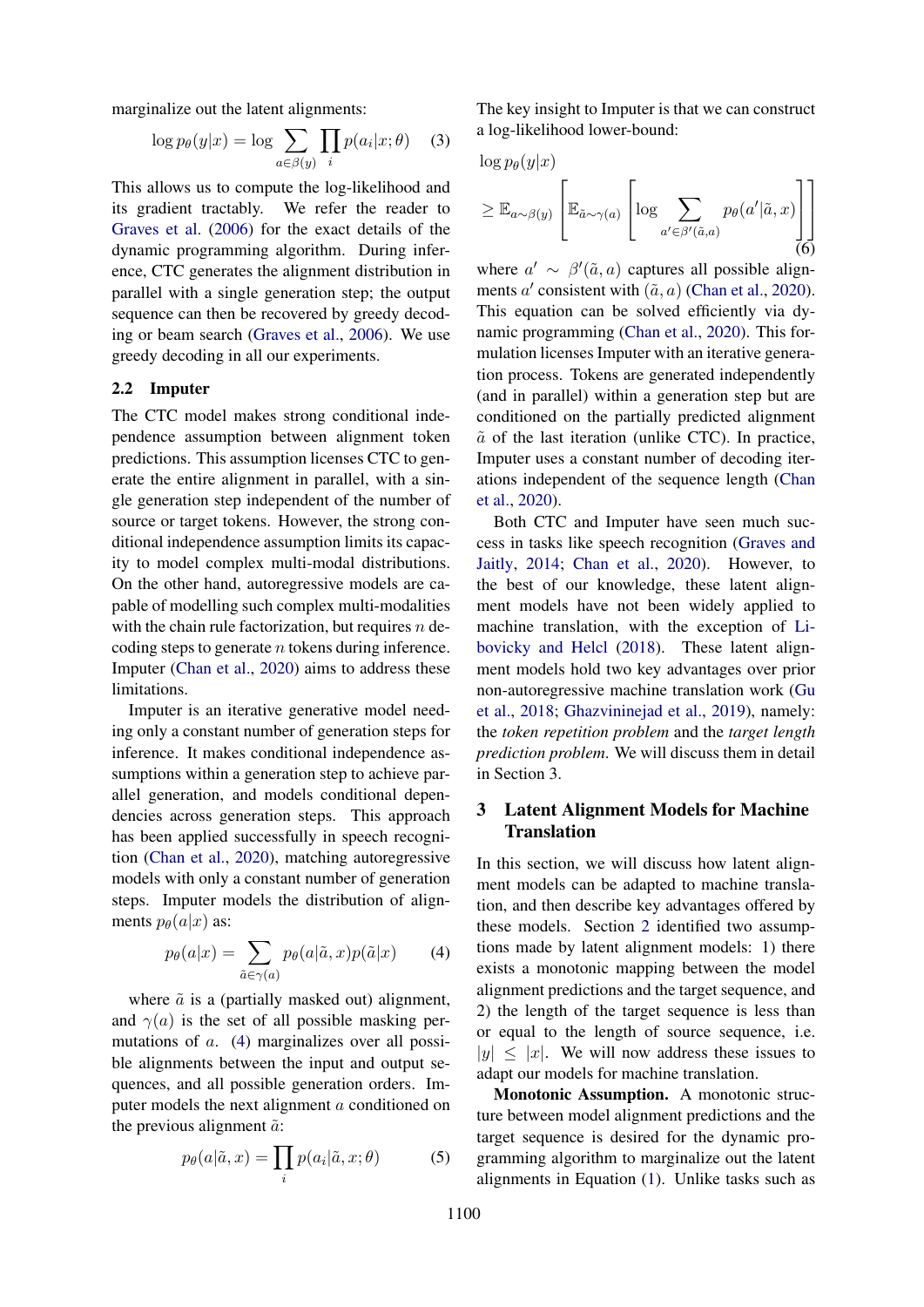marginalize out the latent alignments:

$$\log p_\theta(y|x) = \log \sum_{a \in \beta(y)} \prod_i p(a_i|x;\theta) \quad (3)$$

This allows us to compute the log-likelihood and its gradient tractably. We refer the reader to Graves et al. (2006) for the exact details of the dynamic programming algorithm. During inference, CTC generates the alignment distribution in parallel with a single generation step; the output sequence can then be recovered by greedy decoding or beam search (Graves et al., 2006). We use greedy decoding in all our experiments.

## 2.2 Imputer

The CTC model makes strong conditional independence assumption between alignment token predictions. This assumption licenses CTC to generate the entire alignment in parallel, with a single generation step independent of the number of source or target tokens. However, the strong conditional independence assumption limits its capacity to model complex multi-modal distributions. On the other hand, autoregressive models are capable of modelling such complex multi-modalities with the chain rule factorization, but requires $n$ decoding steps to generate $n$ tokens during inference. Imputer (Chan et al., 2020) aims to address these limitations.

Imputer is an iterative generative model needing only a constant number of generation steps for inference. It makes conditional independence assumptions within a generation step to achieve parallel generation, and models conditional dependencies across generation steps. This approach has been applied successfully in speech recognition (Chan et al., 2020), matching autoregressive models with only a constant number of generation steps. Imputer models the distribution of alignments $p_\theta(a|x)$ as:

$$p_\theta(a|x) = \sum_{\tilde{a} \in \gamma(a)} p_\theta(a|\tilde{a}, x) p(\tilde{a}|x) \quad (4)$$

where $\tilde{a}$ is a (partially masked out) alignment, and $\gamma(a)$ is the set of all possible masking permutations of $a$. (4) marginalizes over all possible alignments between the input and output sequences, and all possible generation orders. Imputer models the next alignment $a$ conditioned on the previous alignment $\tilde{a}$:

$$p_\theta(a|\tilde{a}, x) = \prod_i p(a_i|\tilde{a}, x; \theta) \quad (5)$$

The key insight to Imputer is that we can construct a log-likelihood lower-bound:

$$\log p_\theta(y|x) \geq \mathbb{E}_{a \sim \beta(y)} \left[ \mathbb{E}_{\tilde{a} \sim \gamma(a)} \left[ \log \sum_{a' \in \beta'(\tilde{a}, a)} p_\theta(a'|\tilde{a}, x) \right] \right] \quad (6)$$

where $a' \sim \beta'(\tilde{a}, a)$ captures all possible alignments $a'$ consistent with $(\tilde{a}, a)$ (Chan et al., 2020). This equation can be solved efficiently via dynamic programming (Chan et al., 2020). This formulation licenses Imputer with an iterative generation process. Tokens are generated independently (and in parallel) within a generation step but are conditioned on the partially predicted alignment $\tilde{a}$ of the last iteration (unlike CTC). In practice, Imputer uses a constant number of decoding iterations independent of the sequence length (Chan et al., 2020).

Both CTC and Imputer have seen much success in tasks like speech recognition (Graves and Jaitly, 2014; Chan et al., 2020). However, to the best of our knowledge, these latent alignment models have not been widely applied to machine translation, with the exception of Libovicky and Helcl (2018). These latent alignment models hold two key advantages over prior non-autoregressive machine translation work (Gu et al., 2018; Ghazvininejad et al., 2019), namely: the *token repetition problem* and the *target length prediction problem*. We will discuss them in detail in Section 3.

# 3 Latent Alignment Models for Machine Translation

In this section, we will discuss how latent alignment models can be adapted to machine translation, and then describe key advantages offered by these models. Section 2 identified two assumptions made by latent alignment models: 1) there exists a monotonic mapping between the model alignment predictions and the target sequence, and 2) the length of the target sequence is less than or equal to the length of source sequence, i.e. $|y| \leq |x|$. We will now address these issues to adapt our models for machine translation.

**Monotonic Assumption.** A monotonic structure between model alignment predictions and the target sequence is desired for the dynamic programming algorithm to marginalize out the latent alignments in Equation (1). Unlike tasks such as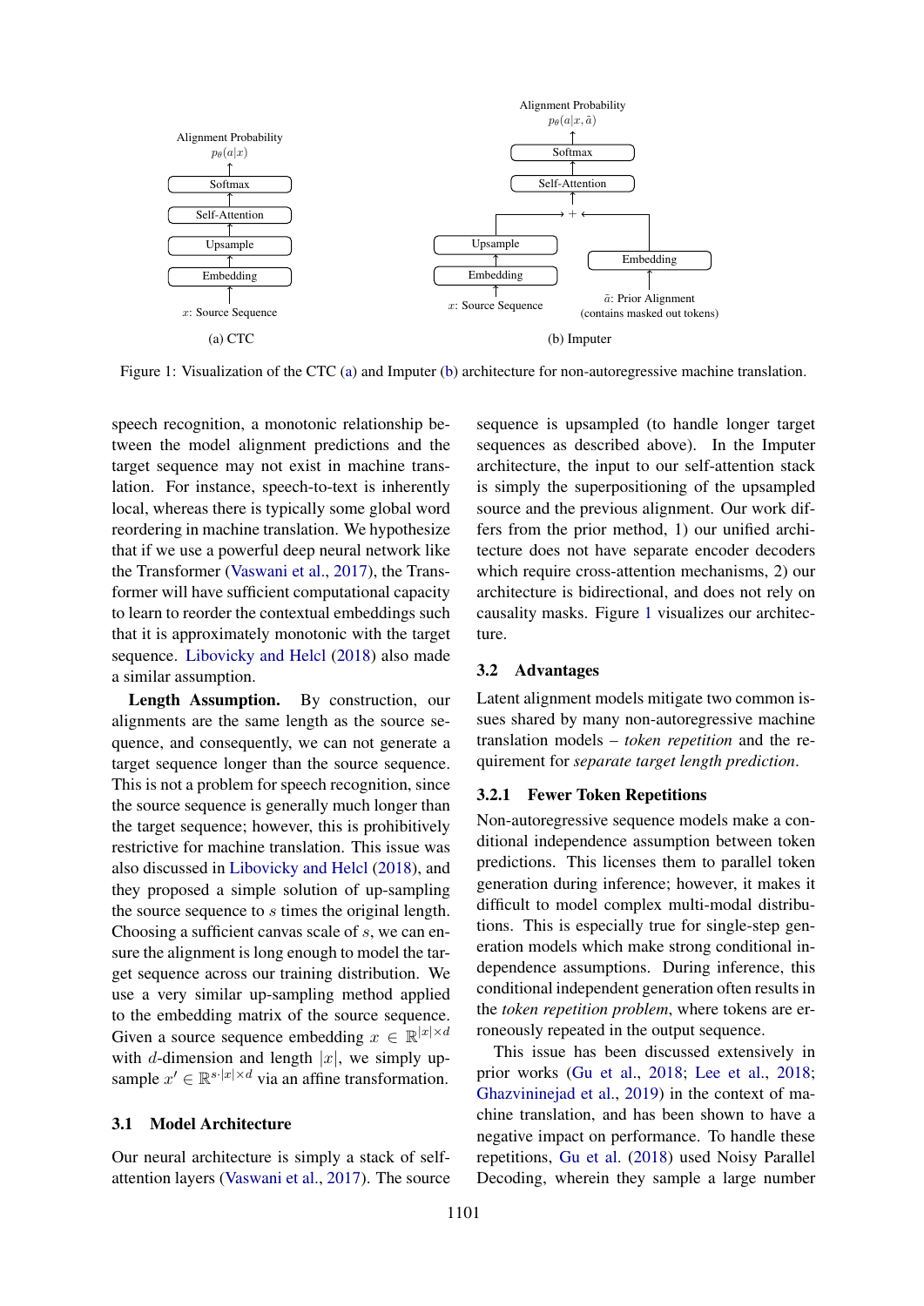Figure 1: Visualization of the CTC (a) and Imputer (b) architecture for non-autoregressive machine translation.

speech recognition, a monotonic relationship between the model alignment predictions and the target sequence may not exist in machine translation. For instance, speech-to-text is inherently local, whereas there is typically some global word reordering in machine translation. We hypothesize that if we use a powerful deep neural network like the Transformer (Vaswani et al., 2017), the Transformer will have sufficient computational capacity to learn to reorder the contextual embeddings such that it is approximately monotonic with the target sequence. Libovicky and Helcl (2018) also made a similar assumption.

**Length Assumption.** By construction, our alignments are the same length as the source sequence, and consequently, we can not generate a target sequence longer than the source sequence. This is not a problem for speech recognition, since the source sequence is generally much longer than the target sequence; however, this is prohibitively restrictive for machine translation. This issue was also discussed in Libovicky and Helcl (2018), and they proposed a simple solution of up-sampling the source sequence to $s$ times the original length. Choosing a sufficient canvas scale of $s$, we can ensure the alignment is long enough to model the target sequence across our training distribution. We use a very similar up-sampling method applied to the embedding matrix of the source sequence. Given a source sequence embedding $x \in \mathbb{R}^{|x| \times d}$ with $d$-dimension and length $|x|$, we simply upsample $x' \in \mathbb{R}^{s \cdot |x| \times d}$ via an affine transformation.

## 3.1 Model Architecture

Our neural architecture is simply a stack of self-attention layers (Vaswani et al., 2017). The source sequence is upsampled (to handle longer target sequences as described above). In the Imputer architecture, the input to our self-attention stack is simply the superpositioning of the upsampled source and the previous alignment. Our work differs from the prior method, 1) our unified architecture does not have separate encoder decoders which require cross-attention mechanisms, 2) our architecture is bidirectional, and does not rely on causality masks. Figure 1 visualizes our architecture.

## 3.2 Advantages

Latent alignment models mitigate two common issues shared by many non-autoregressive machine translation models – *token repetition* and the requirement for *separate target length prediction*.

### 3.2.1 Fewer Token Repetitions

Non-autoregressive sequence models make a conditional independence assumption between token predictions. This licenses them to parallel token generation during inference; however, it makes it difficult to model complex multi-modal distributions. This is especially true for single-step generation models which make strong conditional independence assumptions. During inference, this conditional independent generation often results in the *token repetition problem*, where tokens are erroneously repeated in the output sequence.

This issue has been discussed extensively in prior works (Gu et al., 2018; Lee et al., 2018; Ghazvininejad et al., 2019) in the context of machine translation, and has been shown to have a negative impact on performance. To handle these repetitions, Gu et al. (2018) used Noisy Parallel Decoding, wherein they sample a large number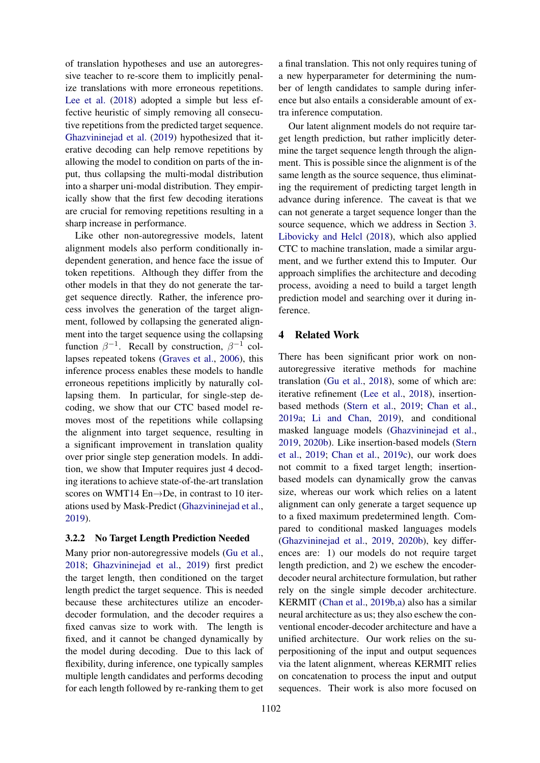of translation hypotheses and use an autoregressive teacher to re-score them to implicitly penalize translations with more erroneous repetitions. Lee et al. (2018) adopted a simple but less effective heuristic of simply removing all consecutive repetitions from the predicted target sequence. Ghazvininejad et al. (2019) hypothesized that iterative decoding can help remove repetitions by allowing the model to condition on parts of the input, thus collapsing the multi-modal distribution into a sharper uni-modal distribution. They empirically show that the first few decoding iterations are crucial for removing repetitions resulting in a sharp increase in performance.

Like other non-autoregressive models, latent alignment models also perform conditionally independent generation, and hence face the issue of token repetitions. Although they differ from the other models in that they do not generate the target sequence directly. Rather, the inference process involves the generation of the target alignment, followed by collapsing the generated alignment into the target sequence using the collapsing function $\beta^{-1}$. Recall by construction, $\beta^{-1}$ collapses repeated tokens (Graves et al., 2006), this inference process enables these models to handle erroneous repetitions implicitly by naturally collapsing them. In particular, for single-step decoding, we show that our CTC based model removes most of the repetitions while collapsing the alignment into target sequence, resulting in a significant improvement in translation quality over prior single step generation models. In addition, we show that Imputer requires just 4 decoding iterations to achieve state-of-the-art translation scores on WMT14 En→De, in contrast to 10 iterations used by Mask-Predict (Ghazvininejad et al., 2019).

### 3.2.2 No Target Length Prediction Needed

Many prior non-autoregressive models (Gu et al., 2018; Ghazvininejad et al., 2019) first predict the target length, then conditioned on the target length predict the target sequence. This is needed because these architectures utilize an encoder-decoder formulation, and the decoder requires a fixed canvas size to work with. The length is fixed, and it cannot be changed dynamically by the model during decoding. Due to this lack of flexibility, during inference, one typically samples multiple length candidates and performs decoding for each length followed by re-ranking them to get a final translation. This not only requires tuning of a new hyperparameter for determining the number of length candidates to sample during inference but also entails a considerable amount of extra inference computation.

Our latent alignment models do not require target length prediction, but rather implicitly determine the target sequence length through the alignment. This is possible since the alignment is of the same length as the source sequence, thus eliminating the requirement of predicting target length in advance during inference. The caveat is that we can not generate a target sequence longer than the source sequence, which we address in Section 3. Libovicky and Helcl (2018), which also applied CTC to machine translation, made a similar argument, and we further extend this to Imputer. Our approach simplifies the architecture and decoding process, avoiding a need to build a target length prediction model and searching over it during inference.

## 4 Related Work

There has been significant prior work on non-autoregressive iterative methods for machine translation (Gu et al., 2018), some of which are: iterative refinement (Lee et al., 2018), insertion-based methods (Stern et al., 2019; Chan et al., 2019a; Li and Chan, 2019), and conditional masked language models (Ghazvininejad et al., 2019, 2020b). Like insertion-based models (Stern et al., 2019; Chan et al., 2019c), our work does not commit to a fixed target length; insertion-based models can dynamically grow the canvas size, whereas our work which relies on a latent alignment can only generate a target sequence up to a fixed maximum predetermined length. Compared to conditional masked languages models (Ghazvininejad et al., 2019, 2020b), key differences are: 1) our models do not require target length prediction, and 2) we eschew the encoder-decoder neural architecture formulation, but rather rely on the single simple decoder architecture. KERMIT (Chan et al., 2019b,a) also has a similar neural architecture as us; they also eschew the conventional encoder-decoder architecture and have a unified architecture. Our work relies on the superpositioning of the input and output sequences via the latent alignment, whereas KERMIT relies on concatenation to process the input and output sequences. Their work is also more focused on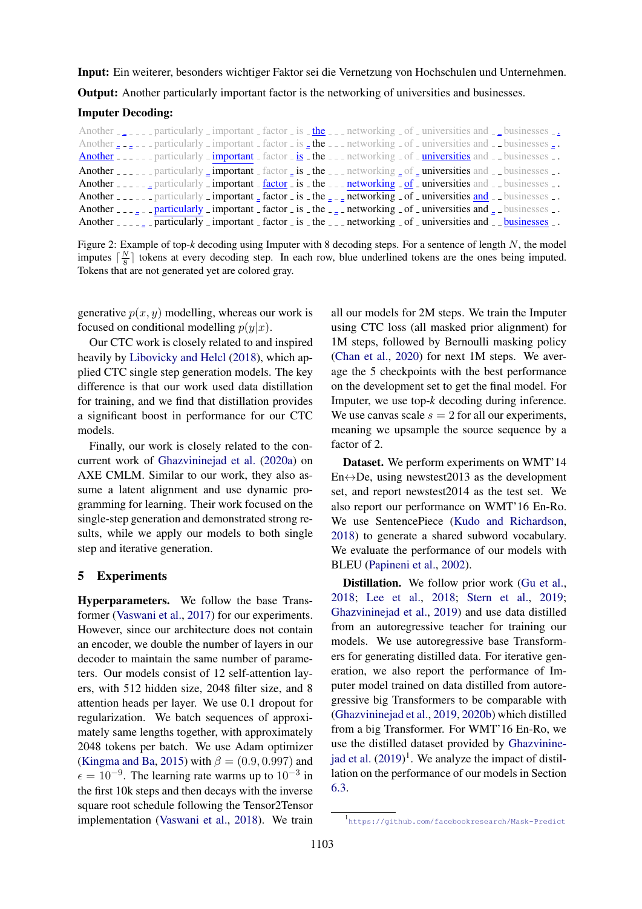**Input:** Ein weiterer, besonders wichtiger Faktor sei die Vernetzung von Hochschulen und Unternehmen.

**Output:** Another particularly important factor is the networking of universities and businesses.

**Imputer Decoding:**

Another _ _ _ _ _ _ particularly _ important _ factor _ is _ the _ _ _ networking _ of _ universities and _ _ businesses _ .
Another _ _ _ _ _ _ particularly _ important _ factor _ is _ the _ _ _ networking _ of _ universities and _ _ businesses _ .
Another _ _ _ _ _ _ particularly _ important _ factor _ is _ the _ _ _ networking _ of _ universities and _ _ businesses _ .
Another _ _ _ _ _ _ particularly _ important _ factor _ is _ the _ _ _ networking _ of _ universities and _ _ businesses _ .
Another _ _ _ _ _ _ particularly _ important _ factor _ is _ the _ _ _ networking _ of _ universities and _ _ businesses _ .
Another _ _ _ _ _ _ particularly _ important _ factor _ is _ the _ _ _ networking _ of _ universities and _ _ businesses _ .
Another _ _ _ _ _ _ particularly _ important _ factor _ is _ the _ _ _ networking _ of _ universities and _ _ businesses _ .
Another _ _ _ _ _ _ particularly _ important _ factor _ is _ the _ _ _ networking _ of _ universities and _ _ businesses _ .

Figure 2: Example of top-$k$ decoding using Imputer with 8 decoding steps. For a sentence of length $N$, the model imputes $\lceil \frac{N}{8} \rceil$ tokens at every decoding step. In each row, blue underlined tokens are the ones being imputed. Tokens that are not generated yet are colored gray.

generative $p(x, y)$ modelling, whereas our work is focused on conditional modelling $p(y|x)$.

Our CTC work is closely related to and inspired heavily by Libovicky and Helcl (2018), which applied CTC single step generation models. The key difference is that our work used data distillation for training, and we find that distillation provides a significant boost in performance for our CTC models.

Finally, our work is closely related to the concurrent work of Ghazvininejad et al. (2020a) on AXE CMLM. Similar to our work, they also assume a latent alignment and use dynamic programming for learning. Their work focused on the single-step generation and demonstrated strong results, while we apply our models to both single step and iterative generation.

## 5 Experiments

**Hyperparameters.** We follow the base Transformer (Vaswani et al., 2017) for our experiments. However, since our architecture does not contain an encoder, we double the number of layers in our decoder to maintain the same number of parameters. Our models consist of 12 self-attention layers, with 512 hidden size, 2048 filter size, and 8 attention heads per layer. We use 0.1 dropout for regularization. We batch sequences of approximately same lengths together, with approximately 2048 tokens per batch. We use Adam optimizer (Kingma and Ba, 2015) with $\beta = (0.9, 0.997)$ and $\epsilon = 10^{-9}$. The learning rate warms up to $10^{-3}$ in the first 10k steps and then decays with the inverse square root schedule following the Tensor2Tensor implementation (Vaswani et al., 2018). We train all our models for 2M steps. We train the Imputer using CTC loss (all masked prior alignment) for 1M steps, followed by Bernoulli masking policy (Chan et al., 2020) for next 1M steps. We average the 5 checkpoints with the best performance on the development set to get the final model. For Imputer, we use top-$k$ decoding during inference. We use canvas scale $s = 2$ for all our experiments, meaning we upsample the source sequence by a factor of 2.

**Dataset.** We perform experiments on WMT'14 En↔De, using newstest2013 as the development set, and report newstest2014 as the test set. We also report our performance on WMT'16 En-Ro. We use SentencePiece (Kudo and Richardson, 2018) to generate a shared subword vocabulary. We evaluate the performance of our models with BLEU (Papineni et al., 2002).

**Distillation.** We follow prior work (Gu et al., 2018; Lee et al., 2018; Stern et al., 2019; Ghazvininejad et al., 2019) and use data distilled from an autoregressive teacher for training our models. We use autoregressive base Transformers for generating distilled data. For iterative generation, we also report the performance of Imputer model trained on data distilled from autoregressive big Transformers to be comparable with (Ghazvininejad et al., 2019, 2020b) which distilled from a big Transformer. For WMT'16 En-Ro, we use the distilled dataset provided by Ghazvininejad et al. (2019)[1]. We analyze the impact of distillation on the performance of our models in Section 6.3.

[1] https://github.com/facebookresearch/Mask-Predict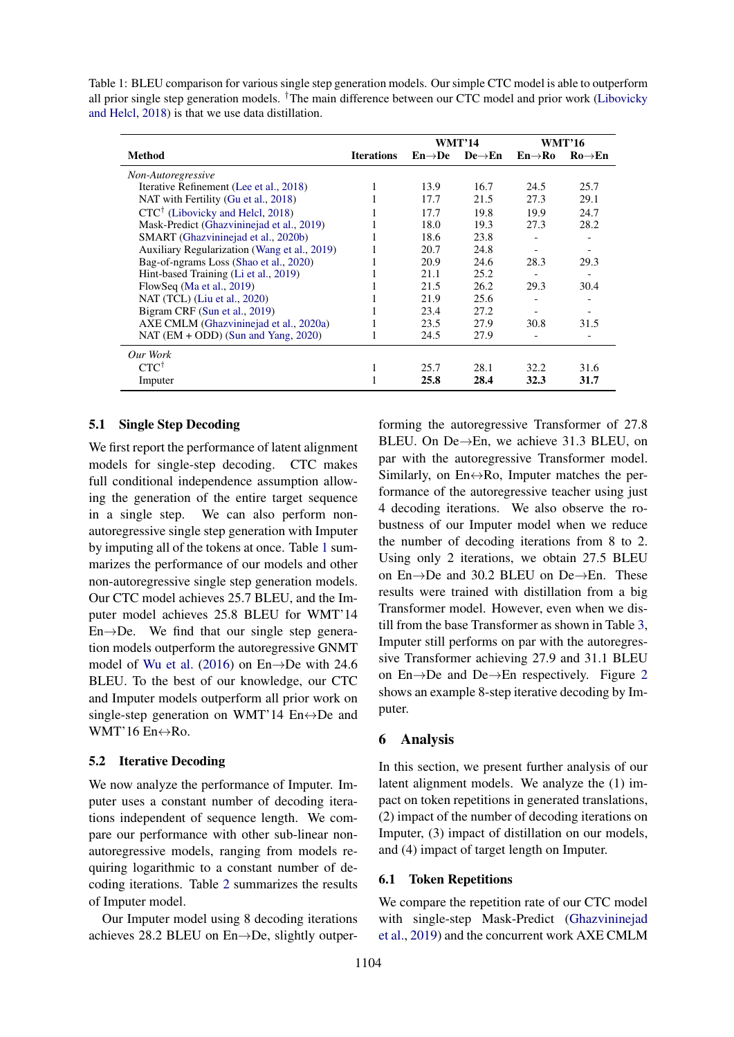Table 1: BLEU comparison for various single step generation models. Our simple CTC model is able to outperform all prior single step generation models. †The main difference between our CTC model and prior work (Libovicky and Helcl, 2018) is that we use data distillation.

| Method | Iterations | WMT'14 En→De | WMT'14 De→En | WMT'16 En→Ro | WMT'16 Ro→En |
|---|---|---|---|---|---|
| *Non-Autoregressive* | | | | | |
| Iterative Refinement (Lee et al., 2018) | 1 | 13.9 | 16.7 | 24.5 | 25.7 |
| NAT with Fertility (Gu et al., 2018) | 1 | 17.7 | 21.5 | 27.3 | 29.1 |
| CTC† (Libovicky and Helcl, 2018) | 1 | 17.7 | 19.8 | 19.9 | 24.7 |
| Mask-Predict (Ghazvininejad et al., 2019) | 1 | 18.0 | 19.3 | 27.3 | 28.2 |
| SMART (Ghazvininejad et al., 2020b) | 1 | 18.6 | 23.8 | - | - |
| Auxiliary Regularization (Wang et al., 2019) | 1 | 20.7 | 24.8 | - | - |
| Bag-of-ngrams Loss (Shao et al., 2020) | 1 | 20.9 | 24.6 | 28.3 | 29.3 |
| Hint-based Training (Li et al., 2019) | 1 | 21.1 | 25.2 | - | - |
| FlowSeq (Ma et al., 2019) | 1 | 21.5 | 26.2 | 29.3 | 30.4 |
| NAT (TCL) (Liu et al., 2020) | 1 | 21.9 | 25.6 | - | - |
| Bigram CRF (Sun et al., 2019) | 1 | 23.4 | 27.2 | - | - |
| AXE CMLM (Ghazvininejad et al., 2020a) | 1 | 23.5 | 27.9 | 30.8 | 31.5 |
| NAT (EM + ODD) (Sun and Yang, 2020) | 1 | 24.5 | 27.9 | - | - |
| *Our Work* | | | | | |
| CTC† | 1 | 25.7 | 28.1 | 32.2 | 31.6 |
| Imputer | 1 | **25.8** | **28.4** | **32.3** | **31.7** |

### 5.1 Single Step Decoding

We first report the performance of latent alignment models for single-step decoding. CTC makes full conditional independence assumption allowing the generation of the entire target sequence in a single step. We can also perform non-autoregressive single step generation with Imputer by imputing all of the tokens at once. Table 1 summarizes the performance of our models and other non-autoregressive single step generation models. Our CTC model achieves 25.7 BLEU, and the Imputer model achieves 25.8 BLEU for WMT'14 En→De. We find that our single step generation models outperform the autoregressive GNMT model of Wu et al. (2016) on En→De with 24.6 BLEU. To the best of our knowledge, our CTC and Imputer models outperform all prior work on single-step generation on WMT'14 En↔De and WMT'16 En↔Ro.

### 5.2 Iterative Decoding

We now analyze the performance of Imputer. Imputer uses a constant number of decoding iterations independent of sequence length. We compare our performance with other sub-linear non-autoregressive models, ranging from models requiring logarithmic to a constant number of decoding iterations. Table 2 summarizes the results of Imputer model.

Our Imputer model using 8 decoding iterations achieves 28.2 BLEU on En→De, slightly outperforming the autoregressive Transformer of 27.8 BLEU. On De→En, we achieve 31.3 BLEU, on par with the autoregressive Transformer model. Similarly, on En↔Ro, Imputer matches the performance of the autoregressive teacher using just 4 decoding iterations. We also observe the robustness of our Imputer model when we reduce the number of decoding iterations from 8 to 2. Using only 2 iterations, we obtain 27.5 BLEU on En→De and 30.2 BLEU on De→En. These results were trained with distillation from a big Transformer model. However, even when we distill from the base Transformer as shown in Table 3, Imputer still performs on par with the autoregressive Transformer achieving 27.9 and 31.1 BLEU on En→De and De→En respectively. Figure 2 shows an example 8-step iterative decoding by Imputer.

## 6 Analysis

In this section, we present further analysis of our latent alignment models. We analyze the (1) impact on token repetitions in generated translations, (2) impact of the number of decoding iterations on Imputer, (3) impact of distillation on our models, and (4) impact of target length on Imputer.

### 6.1 Token Repetitions

We compare the repetition rate of our CTC model with single-step Mask-Predict (Ghazvininejad et al., 2019) and the concurrent work AXE CMLM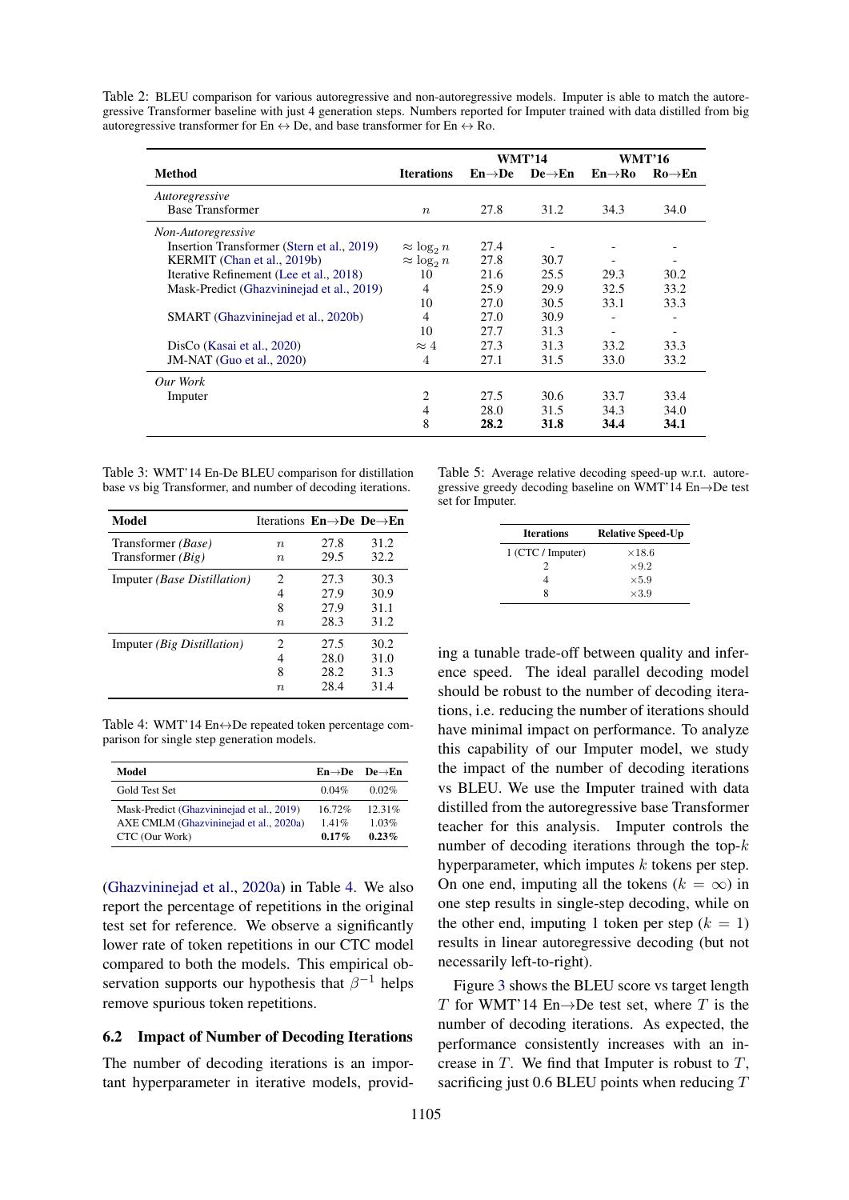Table 2: BLEU comparison for various autoregressive and non-autoregressive models. Imputer is able to match the autoregressive Transformer baseline with just 4 generation steps. Numbers reported for Imputer trained with data distilled from big autoregressive transformer for En ↔ De, and base transformer for En ↔ Ro.

| Method | Iterations | WMT'14 En→De | WMT'14 De→En | WMT'16 En→Ro | WMT'16 Ro→En |
|---|---|---|---|---|---|
| *Autoregressive* | | | | | |
| Base Transformer | $n$ | 27.8 | 31.2 | 34.3 | 34.0 |
| *Non-Autoregressive* | | | | | |
| Insertion Transformer (Stern et al., 2019) | $\approx \log_2 n$ | 27.4 | - | - | - |
| KERMIT (Chan et al., 2019b) | $\approx \log_2 n$ | 27.8 | 30.7 | - | - |
| Iterative Refinement (Lee et al., 2018) | 10 | 21.6 | 25.5 | 29.3 | 30.2 |
| Mask-Predict (Ghazvininejad et al., 2019) | 4 | 25.9 | 29.9 | 32.5 | 33.2 |
| | 10 | 27.0 | 30.5 | 33.1 | 33.3 |
| SMART (Ghazvininejad et al., 2020b) | 4 | 27.0 | 30.9 | - | - |
| | 10 | 27.7 | 31.3 | - | - |
| DisCo (Kasai et al., 2020) | $\approx 4$ | 27.3 | 31.3 | 33.2 | 33.3 |
| JM-NAT (Guo et al., 2020) | 4 | 27.1 | 31.5 | 33.0 | 33.2 |
| *Our Work* | | | | | |
| Imputer | 2 | 27.5 | 30.6 | 33.7 | 33.4 |
| | 4 | 28.0 | 31.5 | 34.3 | 34.0 |
| | 8 | **28.2** | **31.8** | **34.4** | **34.1** |

Table 3: WMT'14 En-De BLEU comparison for distillation base vs big Transformer, and number of decoding iterations.

| Model | Iterations | En→De | De→En |
|---|---|---|---|
| Transformer *(Base)* | $n$ | 27.8 | 31.2 |
| Transformer *(Big)* | $n$ | 29.5 | 32.2 |
| Imputer *(Base Distillation)* | 2 | 27.3 | 30.3 |
| | 4 | 27.9 | 30.9 |
| | 8 | 27.9 | 31.1 |
| | $n$ | 28.3 | 31.2 |
| Imputer *(Big Distillation)* | 2 | 27.5 | 30.2 |
| | 4 | 28.0 | 31.0 |
| | 8 | 28.2 | 31.3 |
| | $n$ | 28.4 | 31.4 |

Table 4: WMT'14 En↔De repeated token percentage comparison for single step generation models.

| Model | En→De | De→En |
|---|---|---|
| Gold Test Set | 0.04% | 0.02% |
| Mask-Predict (Ghazvininejad et al., 2019) | 16.72% | 12.31% |
| AXE CMLM (Ghazvininejad et al., 2020a) | 1.41% | 1.03% |
| CTC (Our Work) | **0.17%** | **0.23%** |

(Ghazvininejad et al., 2020a) in Table 4. We also report the percentage of repetitions in the original test set for reference. We observe a significantly lower rate of token repetitions in our CTC model compared to both the models. This empirical observation supports our hypothesis that $\beta^{-1}$ helps remove spurious token repetitions.

## 6.2 Impact of Number of Decoding Iterations

The number of decoding iterations is an important hyperparameter in iterative models, providing a tunable trade-off between quality and inference speed. The ideal parallel decoding model should be robust to the number of decoding iterations, i.e. reducing the number of iterations should have minimal impact on performance. To analyze this capability of our Imputer model, we study the impact of the number of decoding iterations vs BLEU. We use the Imputer trained with data distilled from the autoregressive base Transformer teacher for this analysis. Imputer controls the number of decoding iterations through the top-$k$ hyperparameter, which imputes $k$ tokens per step. On one end, imputing all the tokens ($k = \infty$) in one step results in single-step decoding, while on the other end, imputing 1 token per step ($k = 1$) results in linear autoregressive decoding (but not necessarily left-to-right).

Table 5: Average relative decoding speed-up w.r.t. autoregressive greedy decoding baseline on WMT'14 En→De test set for Imputer.

| Iterations | Relative Speed-Up |
|---|---|
| 1 (CTC / Imputer) | ×18.6 |
| 2 | ×9.2 |
| 4 | ×5.9 |
| 8 | ×3.9 |

Figure 3 shows the BLEU score vs target length $T$ for WMT'14 En→De test set, where $T$ is the number of decoding iterations. As expected, the performance consistently increases with an increase in $T$. We find that Imputer is robust to $T$, sacrificing just 0.6 BLEU points when reducing $T$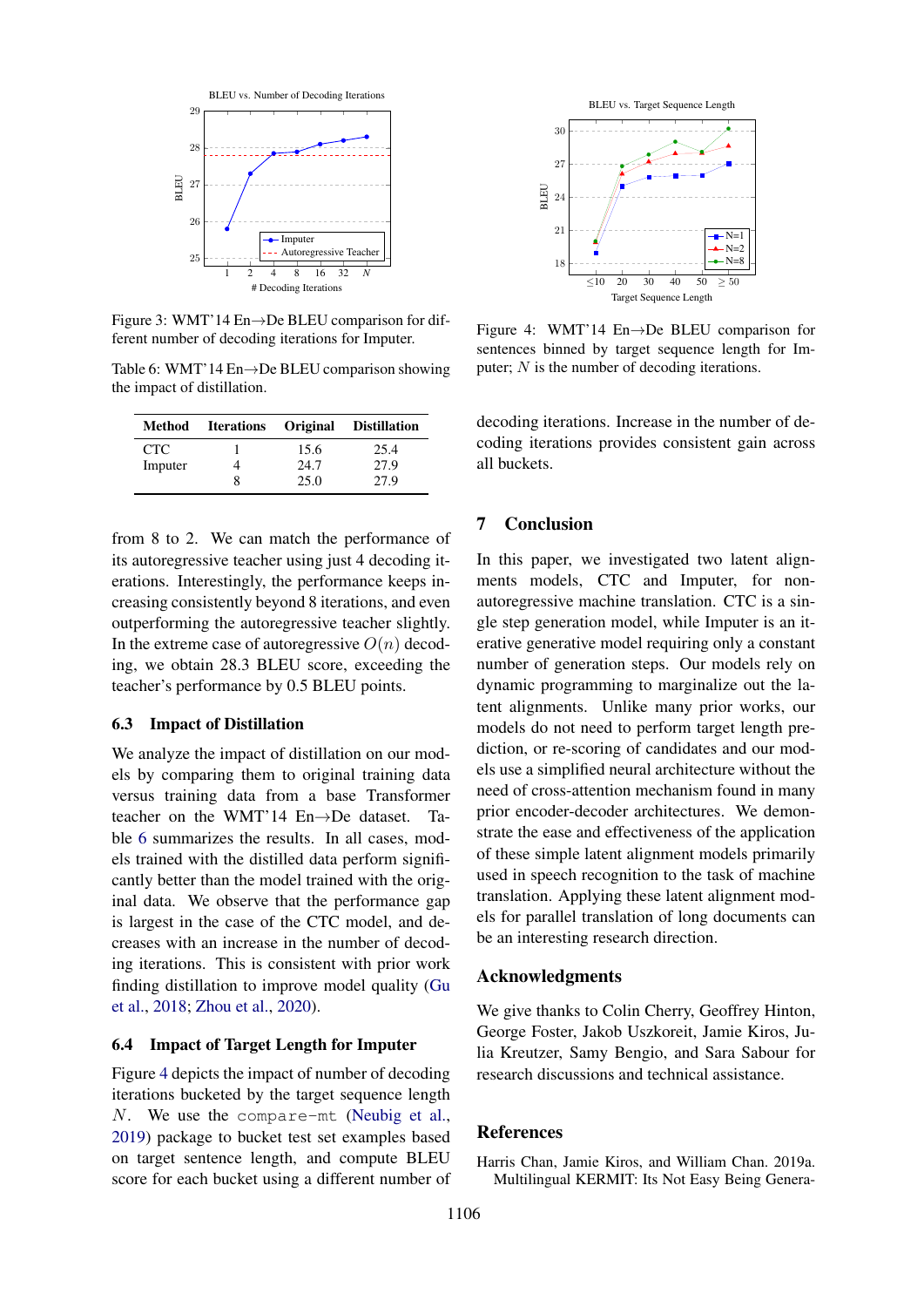Figure 3: WMT'14 En→De BLEU comparison for different number of decoding iterations for Imputer.

Table 6: WMT'14 En→De BLEU comparison showing the impact of distillation.

| Method | Iterations | Original | Distillation |
|---|---|---|---|
| CTC | 1 | 15.6 | 25.4 |
| Imputer | 4 | 24.7 | 27.9 |
| | 8 | 25.0 | 27.9 |

from 8 to 2. We can match the performance of its autoregressive teacher using just 4 decoding iterations. Interestingly, the performance keeps increasing consistently beyond 8 iterations, and even outperforming the autoregressive teacher slightly. In the extreme case of autoregressive $O(n)$ decoding, we obtain 28.3 BLEU score, exceeding the teacher's performance by 0.5 BLEU points.

### 6.3 Impact of Distillation

We analyze the impact of distillation on our models by comparing them to original training data versus training data from a base Transformer teacher on the WMT'14 En→De dataset. Table 6 summarizes the results. In all cases, models trained with the distilled data perform significantly better than the model trained with the original data. We observe that the performance gap is largest in the case of the CTC model, and decreases with an increase in the number of decoding iterations. This is consistent with prior work finding distillation to improve model quality (Gu et al., 2018; Zhou et al., 2020).

### 6.4 Impact of Target Length for Imputer

Figure 4 depicts the impact of number of decoding iterations bucketed by the target sequence length $N$. We use the `compare-mt` (Neubig et al., 2019) package to bucket test set examples based on target sentence length, and compute BLEU score for each bucket using a different number of decoding iterations. Increase in the number of decoding iterations provides consistent gain across all buckets.

Figure 4: WMT'14 En→De BLEU comparison for sentences binned by target sequence length for Imputer; $N$ is the number of decoding iterations.

## 7 Conclusion

In this paper, we investigated two latent alignments models, CTC and Imputer, for non-autoregressive machine translation. CTC is a single step generation model, while Imputer is an iterative generative model requiring only a constant number of generation steps. Our models rely on dynamic programming to marginalize out the latent alignments. Unlike many prior works, our models do not need to perform target length prediction, or re-scoring of candidates and our models use a simplified neural architecture without the need of cross-attention mechanism found in many prior encoder-decoder architectures. We demonstrate the ease and effectiveness of the application of these simple latent alignment models primarily used in speech recognition to the task of machine translation. Applying these latent alignment models for parallel translation of long documents can be an interesting research direction.

## Acknowledgments

We give thanks to Colin Cherry, Geoffrey Hinton, George Foster, Jakob Uszkoreit, Jamie Kiros, Julia Kreutzer, Samy Bengio, and Sara Sabour for research discussions and technical assistance.

## References

Harris Chan, Jamie Kiros, and William Chan. 2019a. Multilingual KERMIT: Its Not Easy Being Genera-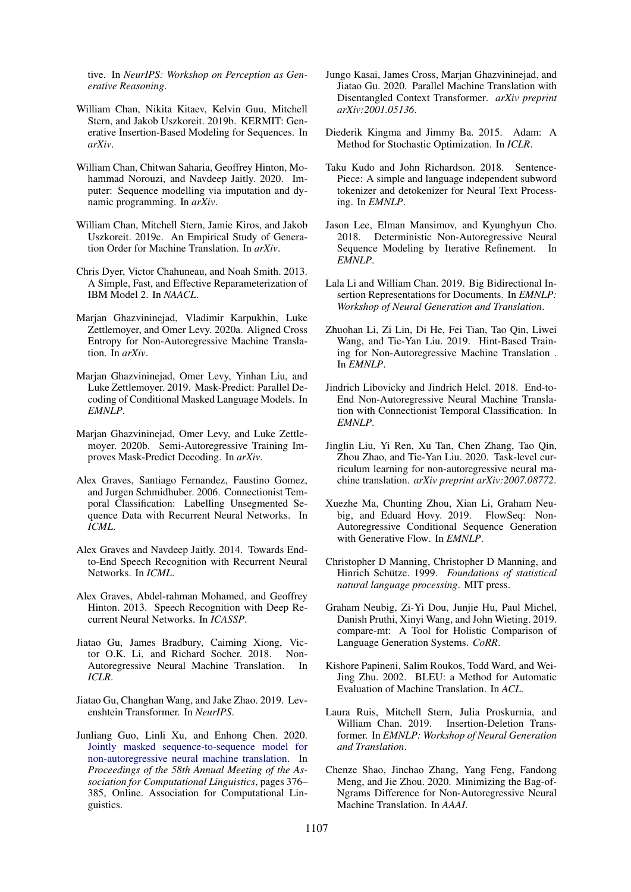tive. In *NeurIPS: Workshop on Perception as Generative Reasoning*.

William Chan, Nikita Kitaev, Kelvin Guu, Mitchell Stern, and Jakob Uszkoreit. 2019b. KERMIT: Generative Insertion-Based Modeling for Sequences. In *arXiv*.

William Chan, Chitwan Saharia, Geoffrey Hinton, Mohammad Norouzi, and Navdeep Jaitly. 2020. Imputer: Sequence modelling via imputation and dynamic programming. In *arXiv*.

William Chan, Mitchell Stern, Jamie Kiros, and Jakob Uszkoreit. 2019c. An Empirical Study of Generation Order for Machine Translation. In *arXiv*.

Chris Dyer, Victor Chahuneau, and Noah Smith. 2013. A Simple, Fast, and Effective Reparameterization of IBM Model 2. In *NAACL*.

Marjan Ghazvininejad, Vladimir Karpukhin, Luke Zettlemoyer, and Omer Levy. 2020a. Aligned Cross Entropy for Non-Autoregressive Machine Translation. In *arXiv*.

Marjan Ghazvininejad, Omer Levy, Yinhan Liu, and Luke Zettlemoyer. 2019. Mask-Predict: Parallel Decoding of Conditional Masked Language Models. In *EMNLP*.

Marjan Ghazvininejad, Omer Levy, and Luke Zettlemoyer. 2020b. Semi-Autoregressive Training Improves Mask-Predict Decoding. In *arXiv*.

Alex Graves, Santiago Fernandez, Faustino Gomez, and Jurgen Schmidhuber. 2006. Connectionist Temporal Classification: Labelling Unsegmented Sequence Data with Recurrent Neural Networks. In *ICML*.

Alex Graves and Navdeep Jaitly. 2014. Towards End-to-End Speech Recognition with Recurrent Neural Networks. In *ICML*.

Alex Graves, Abdel-rahman Mohamed, and Geoffrey Hinton. 2013. Speech Recognition with Deep Recurrent Neural Networks. In *ICASSP*.

Jiatao Gu, James Bradbury, Caiming Xiong, Victor O.K. Li, and Richard Socher. 2018. Non-Autoregressive Neural Machine Translation. In *ICLR*.

Jiatao Gu, Changhan Wang, and Jake Zhao. 2019. Levenshtein Transformer. In *NeurIPS*.

Junliang Guo, Linli Xu, and Enhong Chen. 2020. Jointly masked sequence-to-sequence model for non-autoregressive neural machine translation. In *Proceedings of the 58th Annual Meeting of the Association for Computational Linguistics*, pages 376–385, Online. Association for Computational Linguistics.

Jungo Kasai, James Cross, Marjan Ghazvininejad, and Jiatao Gu. 2020. Parallel Machine Translation with Disentangled Context Transformer. *arXiv preprint arXiv:2001.05136*.

Diederik Kingma and Jimmy Ba. 2015. Adam: A Method for Stochastic Optimization. In *ICLR*.

Taku Kudo and John Richardson. 2018. SentencePiece: A simple and language independent subword tokenizer and detokenizer for Neural Text Processing. In *EMNLP*.

Jason Lee, Elman Mansimov, and Kyunghyun Cho. 2018. Deterministic Non-Autoregressive Neural Sequence Modeling by Iterative Refinement. In *EMNLP*.

Lala Li and William Chan. 2019. Big Bidirectional Insertion Representations for Documents. In *EMNLP: Workshop of Neural Generation and Translation*.

Zhuohan Li, Zi Lin, Di He, Fei Tian, Tao Qin, Liwei Wang, and Tie-Yan Liu. 2019. Hint-Based Training for Non-Autoregressive Machine Translation . In *EMNLP*.

Jindrich Libovicky and Jindrich Helcl. 2018. End-to-End Non-Autoregressive Neural Machine Translation with Connectionist Temporal Classification. In *EMNLP*.

Jinglin Liu, Yi Ren, Xu Tan, Chen Zhang, Tao Qin, Zhou Zhao, and Tie-Yan Liu. 2020. Task-level curriculum learning for non-autoregressive neural machine translation. *arXiv preprint arXiv:2007.08772*.

Xuezhe Ma, Chunting Zhou, Xian Li, Graham Neubig, and Eduard Hovy. 2019. FlowSeq: Non-Autoregressive Conditional Sequence Generation with Generative Flow. In *EMNLP*.

Christopher D Manning, Christopher D Manning, and Hinrich Schütze. 1999. *Foundations of statistical natural language processing*. MIT press.

Graham Neubig, Zi-Yi Dou, Junjie Hu, Paul Michel, Danish Pruthi, Xinyi Wang, and John Wieting. 2019. compare-mt: A Tool for Holistic Comparison of Language Generation Systems. *CoRR*.

Kishore Papineni, Salim Roukos, Todd Ward, and Wei-Jing Zhu. 2002. BLEU: a Method for Automatic Evaluation of Machine Translation. In *ACL*.

Laura Ruis, Mitchell Stern, Julia Proskurnia, and William Chan. 2019. Insertion-Deletion Transformer. In *EMNLP: Workshop of Neural Generation and Translation*.

Chenze Shao, Jinchao Zhang, Yang Feng, Fandong Meng, and Jie Zhou. 2020. Minimizing the Bag-of-Ngrams Difference for Non-Autoregressive Neural Machine Translation. In *AAAI*.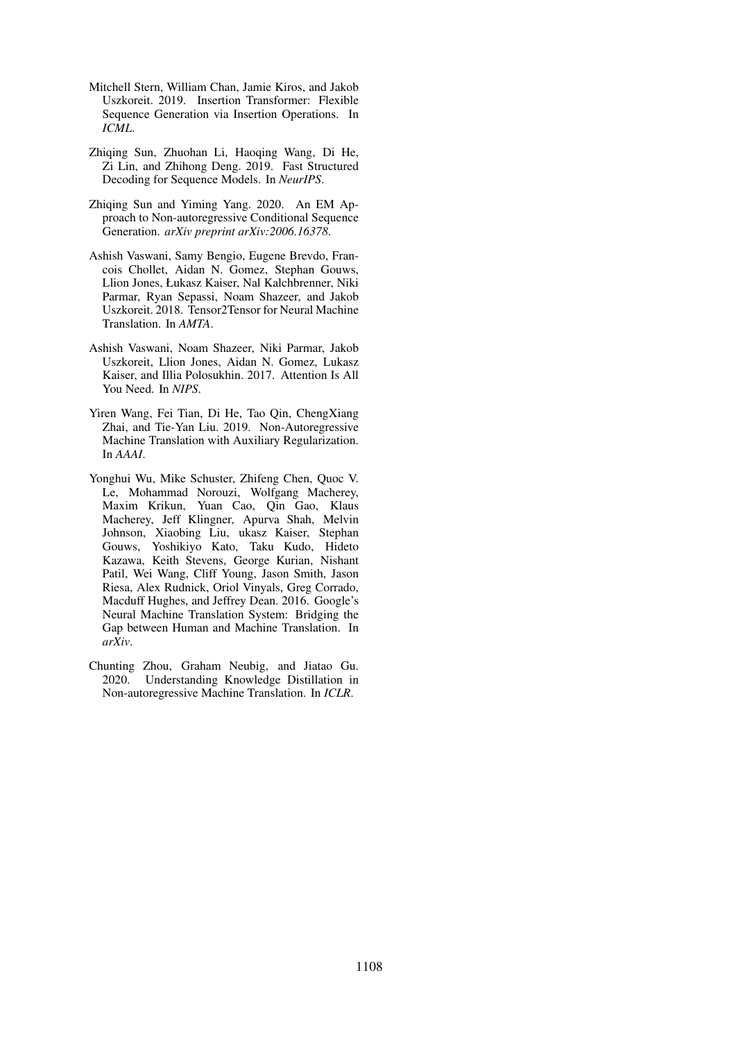Mitchell Stern, William Chan, Jamie Kiros, and Jakob Uszkoreit. 2019. Insertion Transformer: Flexible Sequence Generation via Insertion Operations. In *ICML*.

Zhiqing Sun, Zhuohan Li, Haoqing Wang, Di He, Zi Lin, and Zhihong Deng. 2019. Fast Structured Decoding for Sequence Models. In *NeurIPS*.

Zhiqing Sun and Yiming Yang. 2020. An EM Approach to Non-autoregressive Conditional Sequence Generation. *arXiv preprint arXiv:2006.16378*.

Ashish Vaswani, Samy Bengio, Eugene Brevdo, Francois Chollet, Aidan N. Gomez, Stephan Gouws, Llion Jones, Łukasz Kaiser, Nal Kalchbrenner, Niki Parmar, Ryan Sepassi, Noam Shazeer, and Jakob Uszkoreit. 2018. Tensor2Tensor for Neural Machine Translation. In *AMTA*.

Ashish Vaswani, Noam Shazeer, Niki Parmar, Jakob Uszkoreit, Llion Jones, Aidan N. Gomez, Lukasz Kaiser, and Illia Polosukhin. 2017. Attention Is All You Need. In *NIPS*.

Yiren Wang, Fei Tian, Di He, Tao Qin, ChengXiang Zhai, and Tie-Yan Liu. 2019. Non-Autoregressive Machine Translation with Auxiliary Regularization. In *AAAI*.

Yonghui Wu, Mike Schuster, Zhifeng Chen, Quoc V. Le, Mohammad Norouzi, Wolfgang Macherey, Maxim Krikun, Yuan Cao, Qin Gao, Klaus Macherey, Jeff Klingner, Apurva Shah, Melvin Johnson, Xiaobing Liu, ukasz Kaiser, Stephan Gouws, Yoshikiyo Kato, Taku Kudo, Hideto Kazawa, Keith Stevens, George Kurian, Nishant Patil, Wei Wang, Cliff Young, Jason Smith, Jason Riesa, Alex Rudnick, Oriol Vinyals, Greg Corrado, Macduff Hughes, and Jeffrey Dean. 2016. Google's Neural Machine Translation System: Bridging the Gap between Human and Machine Translation. In *arXiv*.

Chunting Zhou, Graham Neubig, and Jiatao Gu. 2020. Understanding Knowledge Distillation in Non-autoregressive Machine Translation. In *ICLR*.